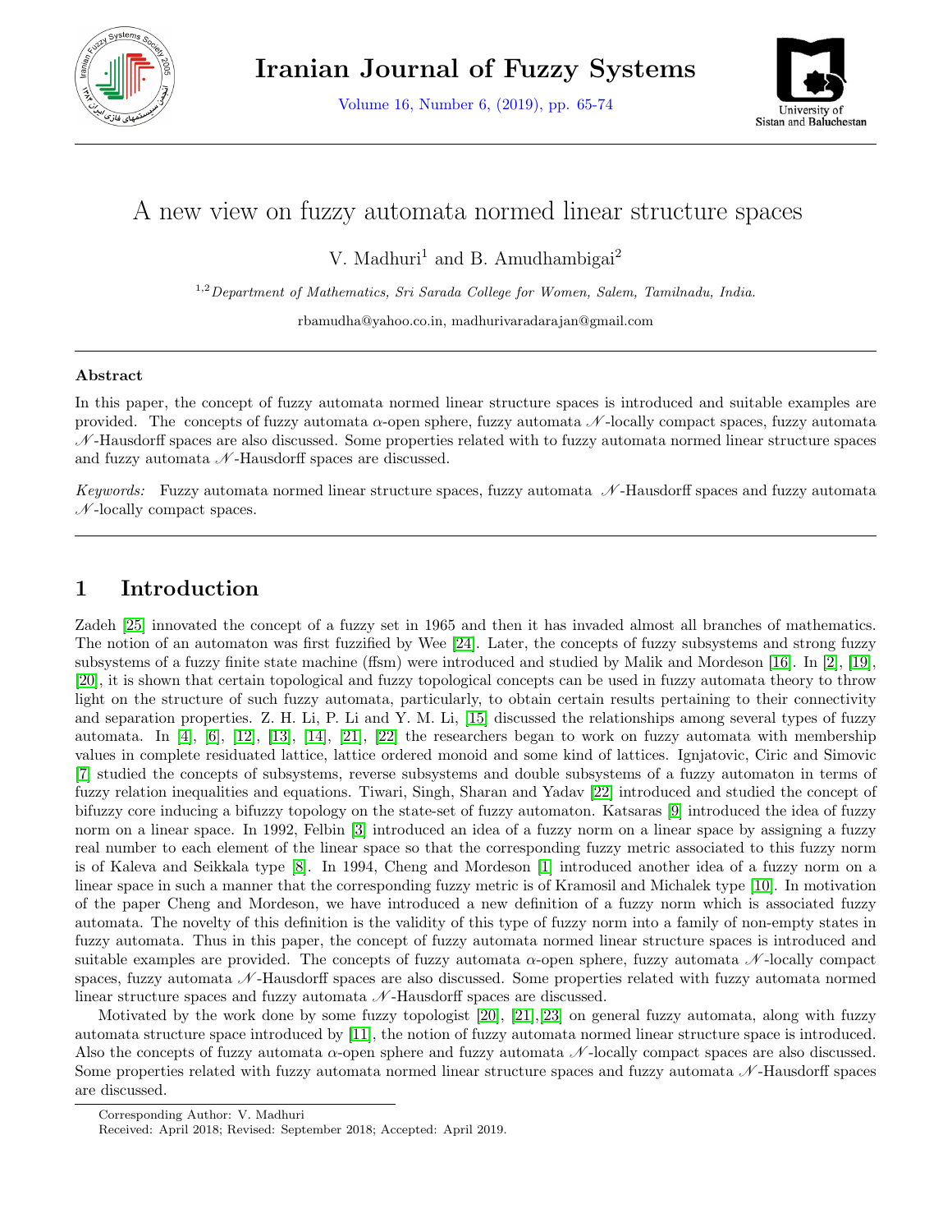# A new view on fuzzy automata normed linear structure spaces

V. Madhuri[1] and B. Amudhambigai[2]

[1,2] *Department of Mathematics, Sri Sarada College for Women, Salem, Tamilnadu, India.*

rbamudha@yahoo.co.in, madhurivaradarajan@gmail.com

### Abstract

In this paper, the concept of fuzzy automata normed linear structure spaces is introduced and suitable examples are provided. The concepts of fuzzy automata $\alpha$-open sphere, fuzzy automata $\mathscr{N}$-locally compact spaces, fuzzy automata $\mathscr{N}$-Hausdorff spaces are also discussed. Some properties related with to fuzzy automata normed linear structure spaces and fuzzy automata $\mathscr{N}$-Hausdorff spaces are discussed.

*Keywords:* Fuzzy automata normed linear structure spaces, fuzzy automata $\mathscr{N}$-Hausdorff spaces and fuzzy automata $\mathscr{N}$-locally compact spaces.

## 1 Introduction

Zadeh [25] innovated the concept of a fuzzy set in 1965 and then it has invaded almost all branches of mathematics. The notion of an automaton was first fuzzified by Wee [24]. Later, the concepts of fuzzy subsystems and strong fuzzy subsystems of a fuzzy finite state machine (ffsm) were introduced and studied by Malik and Mordeson [16]. In [2], [19], [20], it is shown that certain topological and fuzzy topological concepts can be used in fuzzy automata theory to throw light on the structure of such fuzzy automata, particularly, to obtain certain results pertaining to their connectivity and separation properties. Z. H. Li, P. Li and Y. M. Li, [15] discussed the relationships among several types of fuzzy automata. In [4], [6], [12], [13], [14], [21], [22] the researchers began to work on fuzzy automata with membership values in complete residuated lattice, lattice ordered monoid and some kind of lattices. Ignjatovic, Ciric and Simovic [7] studied the concepts of subsystems, reverse subsystems and double subsystems of a fuzzy automaton in terms of fuzzy relation inequalities and equations. Tiwari, Singh, Sharan and Yadav [22] introduced and studied the concept of bifuzzy core inducing a bifuzzy topology on the state-set of fuzzy automaton. Katsaras [9] introduced the idea of fuzzy norm on a linear space. In 1992, Felbin [3] introduced an idea of a fuzzy norm on a linear space by assigning a fuzzy real number to each element of the linear space so that the corresponding fuzzy metric associated to this fuzzy norm is of Kaleva and Seikkala type [8]. In 1994, Cheng and Mordeson [1] introduced another idea of a fuzzy norm on a linear space in such a manner that the corresponding fuzzy metric is of Kramosil and Michalek type [10]. In motivation of the paper Cheng and Mordeson, we have introduced a new definition of a fuzzy norm which is associated fuzzy automata. The novelty of this definition is the validity of this type of fuzzy norm into a family of non-empty states in fuzzy automata. Thus in this paper, the concept of fuzzy automata normed linear structure spaces is introduced and suitable examples are provided. The concepts of fuzzy automata $\alpha$-open sphere, fuzzy automata $\mathscr{N}$-locally compact spaces, fuzzy automata $\mathscr{N}$-Hausdorff spaces are also discussed. Some properties related with fuzzy automata normed linear structure spaces and fuzzy automata $\mathscr{N}$-Hausdorff spaces are discussed.

Motivated by the work done by some fuzzy topologist [20], [21],[23] on general fuzzy automata, along with fuzzy automata structure space introduced by [11], the notion of fuzzy automata normed linear structure space is introduced. Also the concepts of fuzzy automata $\alpha$-open sphere and fuzzy automata $\mathscr{N}$-locally compact spaces are also discussed. Some properties related with fuzzy automata normed linear structure spaces and fuzzy automata $\mathscr{N}$-Hausdorff spaces are discussed.

Corresponding Author: V. Madhuri
Received: April 2018; Revised: September 2018; Accepted: April 2019.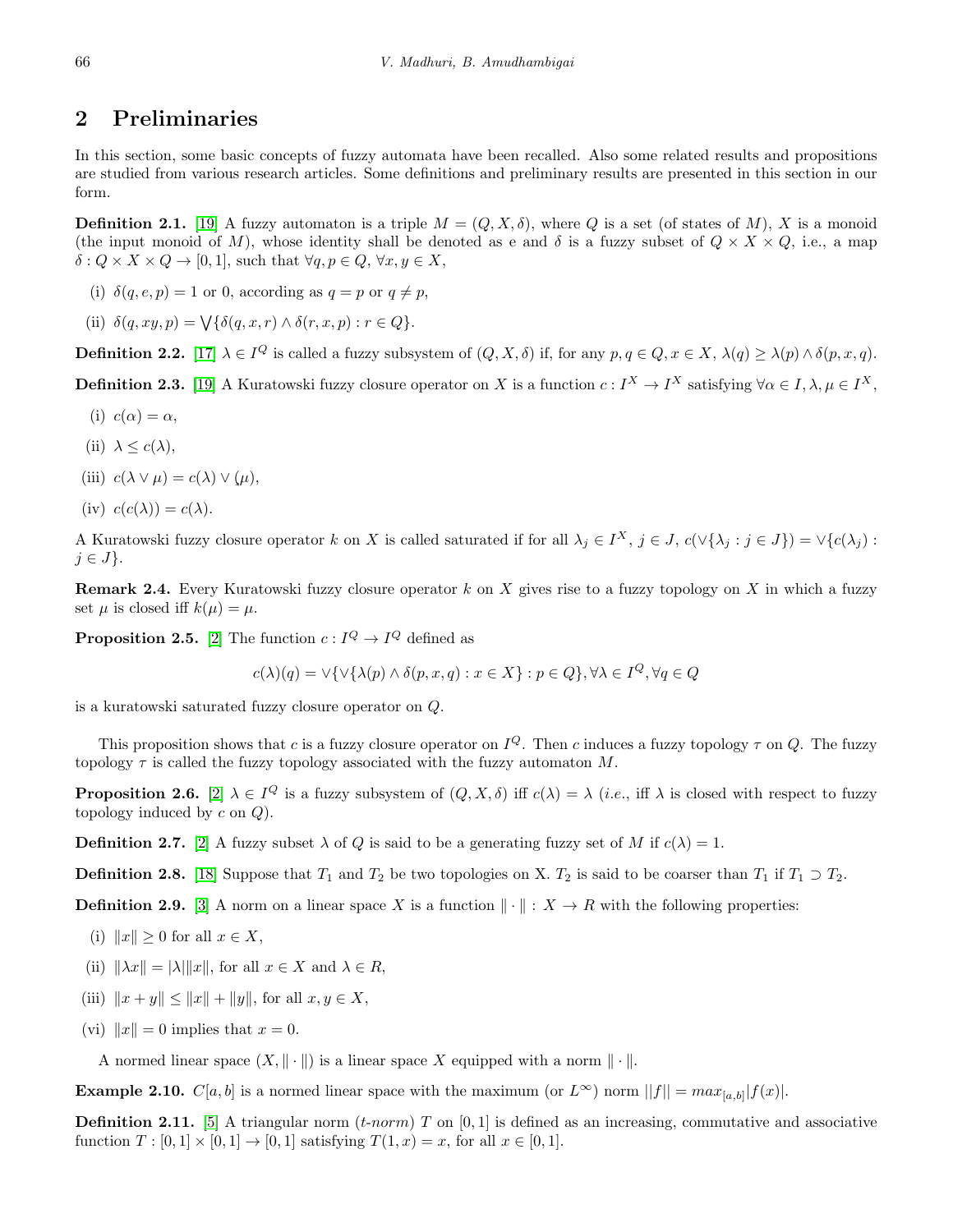## 2 Preliminaries

In this section, some basic concepts of fuzzy automata have been recalled. Also some related results and propositions are studied from various research articles. Some definitions and preliminary results are presented in this section in our form.

**Definition 2.1.** [19] A fuzzy automaton is a triple $M = (Q, X, \delta)$, where $Q$ is a set (of states of $M$), $X$ is a monoid (the input monoid of $M$), whose identity shall be denoted as e and $\delta$ is a fuzzy subset of $Q \times X \times Q$, i.e., a map $\delta : Q \times X \times Q \to [0, 1]$, such that $\forall q, p \in Q$, $\forall x, y \in X$,

- (i) $\delta(q, e, p) = 1$ or 0, according as $q = p$ or $q \neq p$,
- (ii) $\delta(q, xy, p) = \bigvee\{\delta(q, x, r) \wedge \delta(r, x, p) : r \in Q\}$.

**Definition 2.2.** [17] $\lambda \in I^Q$ is called a fuzzy subsystem of $(Q, X, \delta)$ if, for any $p, q \in Q, x \in X$, $\lambda(q) \geq \lambda(p) \wedge \delta(p, x, q)$.

**Definition 2.3.** [19] A Kuratowski fuzzy closure operator on $X$ is a function $c : I^X \to I^X$ satisfying $\forall \alpha \in I, \lambda, \mu \in I^X$,

- (i) $c(\alpha) = \alpha$,
- (ii) $\lambda \leq c(\lambda)$,
- (iii) $c(\lambda \vee \mu) = c(\lambda) \vee (\mu)$,
- (iv) $c(c(\lambda)) = c(\lambda)$.

A Kuratowski fuzzy closure operator $k$ on $X$ is called saturated if for all $\lambda_j \in I^X$, $j \in J$, $c(\vee\{\lambda_j : j \in J\}) = \vee\{c(\lambda_j) : j \in J\}$.

**Remark 2.4.** Every Kuratowski fuzzy closure operator $k$ on $X$ gives rise to a fuzzy topology on $X$ in which a fuzzy set $\mu$ is closed iff $k(\mu) = \mu$.

**Proposition 2.5.** [2] The function $c : I^Q \to I^Q$ defined as

$$c(\lambda)(q) = \vee\{\vee\{\lambda(p) \wedge \delta(p, x, q) : x \in X\} : p \in Q\}, \forall \lambda \in I^Q, \forall q \in Q$$

is a kuratowski saturated fuzzy closure operator on $Q$.

This proposition shows that $c$ is a fuzzy closure operator on $I^Q$. Then $c$ induces a fuzzy topology $\tau$ on $Q$. The fuzzy topology $\tau$ is called the fuzzy topology associated with the fuzzy automaton $M$.

**Proposition 2.6.** [2] $\lambda \in I^Q$ is a fuzzy subsystem of $(Q, X, \delta)$ iff $c(\lambda) = \lambda$ (*i.e.*, iff $\lambda$ is closed with respect to fuzzy topology induced by $c$ on $Q$).

**Definition 2.7.** [2] A fuzzy subset $\lambda$ of $Q$ is said to be a generating fuzzy set of $M$ if $c(\lambda) = 1$.

**Definition 2.8.** [18] Suppose that $T_1$ and $T_2$ be two topologies on X. $T_2$ is said to be coarser than $T_1$ if $T_1 \supset T_2$.

**Definition 2.9.** [3] A norm on a linear space $X$ is a function $\|\cdot\| : X \to R$ with the following properties:

- (i) $\|x\| \geq 0$ for all $x \in X$,
- (ii) $\|\lambda x\| = |\lambda|\|x\|$, for all $x \in X$ and $\lambda \in R$,
- (iii) $\|x + y\| \leq \|x\| + \|y\|$, for all $x, y \in X$,
- (vi) $\|x\| = 0$ implies that $x = 0$.

A normed linear space $(X, \|\cdot\|)$ is a linear space $X$ equipped with a norm $\|\cdot\|$.

**Example 2.10.** $C[a, b]$ is a normed linear space with the maximum (or $L^\infty$) norm $||f|| = max_{[a,b]}|f(x)|$.

**Definition 2.11.** [5] A triangular norm (*t-norm*) $T$ on $[0, 1]$ is defined as an increasing, commutative and associative function $T : [0, 1] \times [0, 1] \to [0, 1]$ satisfying $T(1, x) = x$, for all $x \in [0, 1]$.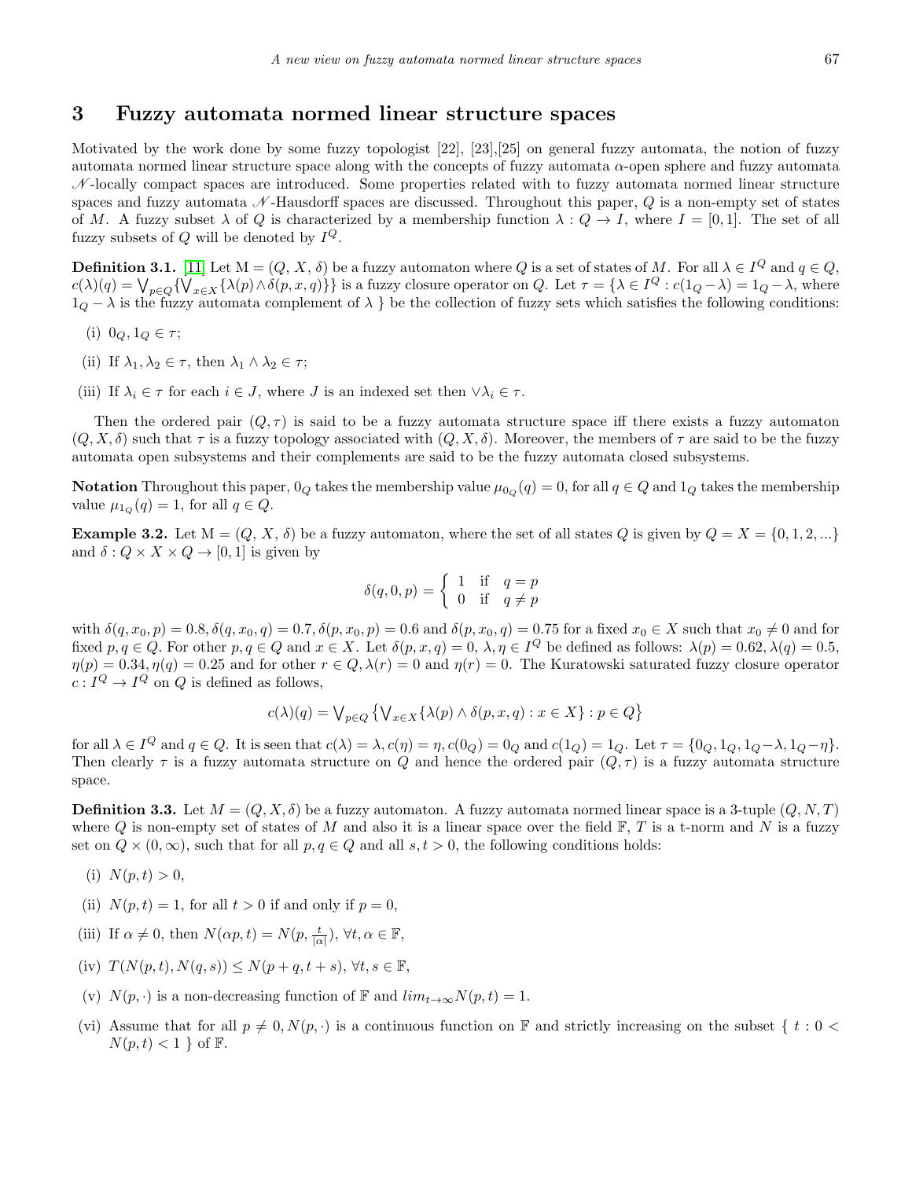## 3 Fuzzy automata normed linear structure spaces

Motivated by the work done by some fuzzy topologist [22], [23],[25] on general fuzzy automata, the notion of fuzzy automata normed linear structure space along with the concepts of fuzzy automata $\alpha$-open sphere and fuzzy automata $\mathscr{N}$-locally compact spaces are introduced. Some properties related with to fuzzy automata normed linear structure spaces and fuzzy automata $\mathscr{N}$-Hausdorff spaces are discussed. Throughout this paper, $Q$ is a non-empty set of states of $M$. A fuzzy subset $\lambda$ of $Q$ is characterized by a membership function $\lambda : Q \to I$, where $I = [0, 1]$. The set of all fuzzy subsets of $Q$ will be denoted by $I^Q$.

**Definition 3.1.** [11] Let $\mathrm{M} = (Q, X, \delta)$ be a fuzzy automaton where $Q$ is a set of states of $M$. For all $\lambda \in I^Q$ and $q \in Q$, $c(\lambda)(q) = \bigvee_{p\in Q}\{\bigvee_{x\in X}\{\lambda(p) \wedge \delta(p, x, q)\}\}$ is a fuzzy closure operator on $Q$. Let $\tau = \{\lambda \in I^Q : c(1_Q - \lambda) = 1_Q - \lambda$, where $1_Q - \lambda$ is the fuzzy automata complement of $\lambda$ $\}$ be the collection of fuzzy sets which satisfies the following conditions:

(i) $0_Q, 1_Q \in \tau$;

(ii) If $\lambda_1, \lambda_2 \in \tau$, then $\lambda_1 \wedge \lambda_2 \in \tau$;

(iii) If $\lambda_i \in \tau$ for each $i \in J$, where $J$ is an indexed set then $\vee\lambda_i \in \tau$.

Then the ordered pair $(Q, \tau)$ is said to be a fuzzy automata structure space iff there exists a fuzzy automaton $(Q, X, \delta)$ such that $\tau$ is a fuzzy topology associated with $(Q, X, \delta)$. Moreover, the members of $\tau$ are said to be the fuzzy automata open subsystems and their complements are said to be the fuzzy automata closed subsystems.

**Notation** Throughout this paper, $0_Q$ takes the membership value $\mu_{0_Q}(q) = 0$, for all $q \in Q$ and $1_Q$ takes the membership value $\mu_{1_Q}(q) = 1$, for all $q \in Q$.

**Example 3.2.** Let $\mathrm{M} = (Q, X, \delta)$ be a fuzzy automaton, where the set of all states $Q$ is given by $Q = X = \{0, 1, 2, ...\}$ and $\delta : Q \times X \times Q \to [0, 1]$ is given by

$$\delta(q, 0, p) = \begin{cases} 1 & \text{if} \quad q = p \\ 0 & \text{if} \quad q \neq p \end{cases}$$

with $\delta(q, x_0, p) = 0.8, \delta(q, x_0, q) = 0.7, \delta(p, x_0, p) = 0.6$ and $\delta(p, x_0, q) = 0.75$ for a fixed $x_0 \in X$ such that $x_0 \neq 0$ and for fixed $p, q \in Q$. For other $p, q \in Q$ and $x \in X$. Let $\delta(p, x, q) = 0$, $\lambda, \eta \in I^Q$ be defined as follows: $\lambda(p) = 0.62, \lambda(q) = 0.5$, $\eta(p) = 0.34, \eta(q) = 0.25$ and for other $r \in Q, \lambda(r) = 0$ and $\eta(r) = 0$. The Kuratowski saturated fuzzy closure operator $c : I^Q \to I^Q$ on $Q$ is defined as follows,

$$c(\lambda)(q) = \bigvee_{p\in Q}\left\{\bigvee_{x\in X}\{\lambda(p) \wedge \delta(p, x, q) : x \in X\} : p \in Q\right\}$$

for all $\lambda \in I^Q$ and $q \in Q$. It is seen that $c(\lambda) = \lambda, c(\eta) = \eta, c(0_Q) = 0_Q$ and $c(1_Q) = 1_Q$. Let $\tau = \{0_Q, 1_Q, 1_Q - \lambda, 1_Q - \eta\}$. Then clearly $\tau$ is a fuzzy automata structure on $Q$ and hence the ordered pair $(Q, \tau)$ is a fuzzy automata structure space.

**Definition 3.3.** Let $M = (Q, X, \delta)$ be a fuzzy automaton. A fuzzy automata normed linear space is a 3-tuple $(Q, N, T)$ where $Q$ is non-empty set of states of $M$ and also it is a linear space over the field $\mathbb{F}$, $T$ is a t-norm and $N$ is a fuzzy set on $Q \times (0, \infty)$, such that for all $p, q \in Q$ and all $s, t > 0$, the following conditions holds:

(i) $N(p, t) > 0$,

(ii) $N(p, t) = 1$, for all $t > 0$ if and only if $p = 0$,

(iii) If $\alpha \neq 0$, then $N(\alpha p, t) = N(p, \frac{t}{|\alpha|})$, $\forall t, \alpha \in \mathbb{F}$,

(iv) $T(N(p, t), N(q, s)) \leq N(p + q, t + s)$, $\forall t, s \in \mathbb{F}$,

(v) $N(p, \cdot)$ is a non-decreasing function of $\mathbb{F}$ and $lim_{t\to\infty} N(p, t) = 1$.

(vi) Assume that for all $p \neq 0, N(p, \cdot)$ is a continuous function on $\mathbb{F}$ and strictly increasing on the subset $\{ \ t : 0 < N(p, t) < 1 \ \}$ of $\mathbb{F}$.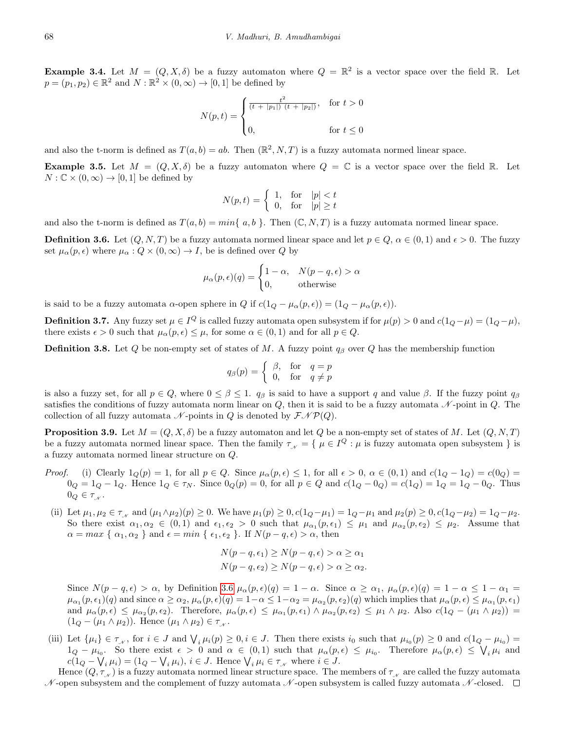**Example 3.4.** Let $M = (Q, X, \delta)$ be a fuzzy automaton where $Q = \mathbb{R}^2$ is a vector space over the field $\mathbb{R}$. Let $p = (p_1, p_2) \in \mathbb{R}^2$ and $N : \mathbb{R}^2 \times (0, \infty) \to [0, 1]$ be defined by

$$N(p, t) = \begin{cases} \frac{t^2}{(t + |p_1|)\ (t + |p_2|)}, & \text{for } t > 0 \\ \\ 0, & \text{for } t \leq 0 \end{cases}$$

and also the t-norm is defined as $T(a, b) = ab$. Then $(\mathbb{R}^2, N, T)$ is a fuzzy automata normed linear space.

**Example 3.5.** Let $M = (Q, X, \delta)$ be a fuzzy automaton where $Q = \mathbb{C}$ is a vector space over the field $\mathbb{R}$. Let $N : \mathbb{C} \times (0, \infty) \to [0, 1]$ be defined by

$$N(p, t) = \begin{cases} 1, & \text{for} \quad |p| < t \\ 0, & \text{for} \quad |p| \geq t \end{cases}$$

and also the t-norm is defined as $T(a, b) = min\{\ a, b\ \}$. Then $(\mathbb{C}, N, T)$ is a fuzzy automata normed linear space.

**Definition 3.6.** Let $(Q, N, T)$ be a fuzzy automata normed linear space and let $p \in Q$, $\alpha \in (0, 1)$ and $\epsilon > 0$. The fuzzy set $\mu_\alpha(p, \epsilon)$ where $\mu_\alpha : Q \times (0, \infty) \to I$, be is defined over $Q$ by

$$\mu_\alpha(p, \epsilon)(q) = \begin{cases} 1 - \alpha, & N(p - q, \epsilon) > \alpha \\ 0, & \text{otherwise} \end{cases}$$

is said to be a fuzzy automata $\alpha$-open sphere in $Q$ if $c(1_Q - \mu_\alpha(p, \epsilon)) = (1_Q - \mu_\alpha(p, \epsilon))$.

**Definition 3.7.** Any fuzzy set $\mu \in I^Q$ is called fuzzy automata open subsystem if for $\mu(p) > 0$ and $c(1_Q - \mu) = (1_Q - \mu)$, there exists $\epsilon > 0$ such that $\mu_\alpha(p, \epsilon) \leq \mu$, for some $\alpha \in (0, 1)$ and for all $p \in Q$.

**Definition 3.8.** Let $Q$ be non-empty set of states of $M$. A fuzzy point $q_\beta$ over $Q$ has the membership function

$$q_\beta(p) = \begin{cases} \beta, & \text{for} \quad q = p \\ 0, & \text{for} \quad q \neq p \end{cases}$$

is also a fuzzy set, for all $p \in Q$, where $0 \leq \beta \leq 1$. $q_\beta$ is said to have a support $q$ and value $\beta$. If the fuzzy point $q_\beta$ satisfies the conditions of fuzzy automata norm linear on $Q$, then it is said to be a fuzzy automata $\mathscr{N}$-point in $Q$. The collection of all fuzzy automata $\mathscr{N}$-points in $Q$ is denoted by $\mathcal{FNP}(Q)$.

**Proposition 3.9.** Let $M = (Q, X, \delta)$ be a fuzzy automaton and let $Q$ be a non-empty set of states of $M$. Let $(Q, N, T)$ be a fuzzy automata normed linear space. Then the family $\tau_{\mathscr{N}} = \{\ \mu \in I^Q : \mu \text{ is fuzzy automata open subsystem } \}$ is a fuzzy automata normed linear structure on $Q$.

*Proof.* (i) Clearly $1_Q(p) = 1$, for all $p \in Q$. Since $\mu_\alpha(p, \epsilon) \leq 1$, for all $\epsilon > 0$, $\alpha \in (0, 1)$ and $c(1_Q - 1_Q) = c(0_Q) = 0_Q = 1_Q - 1_Q$. Hence $1_Q \in \tau_N$. Since $0_Q(p) = 0$, for all $p \in Q$ and $c(1_Q - 0_Q) = c(1_Q) = 1_Q = 1_Q - 0_Q$. Thus $0_Q \in \tau_{\mathscr{N}}$.

(ii) Let $\mu_1, \mu_2 \in \tau_{\mathscr{N}}$ and $(\mu_1 \wedge \mu_2)(p) \geq 0$. We have $\mu_1(p) \geq 0, c(1_Q - \mu_1) = 1_Q - \mu_1$ and $\mu_2(p) \geq 0, c(1_Q - \mu_2) = 1_Q - \mu_2$. So there exist $\alpha_1, \alpha_2 \in (0, 1)$ and $\epsilon_1, \epsilon_2 > 0$ such that $\mu_{\alpha_1}(p, \epsilon_1) \leq \mu_1$ and $\mu_{\alpha_2}(p, \epsilon_2) \leq \mu_2$. Assume that $\alpha = max\ \{\ \alpha_1, \alpha_2\ \}$ and $\epsilon = min\ \{\ \epsilon_1, \epsilon_2\ \}$. If $N(p - q, \epsilon) > \alpha$, then

$$N(p - q, \epsilon_1) \geq N(p - q, \epsilon) > \alpha \geq \alpha_1$$
$$N(p - q, \epsilon_2) \geq N(p - q, \epsilon) > \alpha \geq \alpha_2.$$

Since $N(p - q, \epsilon) > \alpha$, by Definition 3.6 $\mu_\alpha(p, \epsilon)(q) = 1 - \alpha$. Since $\alpha \geq \alpha_1$, $\mu_\alpha(p, \epsilon)(q) = 1 - \alpha \leq 1 - \alpha_1 = \mu_{\alpha_1}(p, \epsilon_1)(q)$ and since $\alpha \geq \alpha_2$, $\mu_\alpha(p, \epsilon)(q) = 1 - \alpha \leq 1 - \alpha_2 = \mu_{\alpha_2}(p, \epsilon_2)(q)$ which implies that $\mu_\alpha(p, \epsilon) \leq \mu_{\alpha_1}(p, \epsilon_1)$ and $\mu_\alpha(p, \epsilon) \leq \mu_{\alpha_2}(p, \epsilon_2)$. Therefore, $\mu_\alpha(p, \epsilon) \leq \mu_{\alpha_1}(p, \epsilon_1) \wedge \mu_{\alpha_2}(p, \epsilon_2) \leq \mu_1 \wedge \mu_2$. Also $c(1_Q - (\mu_1 \wedge \mu_2)) = (1_Q - (\mu_1 \wedge \mu_2))$. Hence $(\mu_1 \wedge \mu_2) \in \tau_{\mathscr{N}}$.

(iii) Let $\{\mu_i\} \in \tau_{\mathscr{N}}$, for $i \in J$ and $\bigvee_i \mu_i(p) \geq 0, i \in J$. Then there exists $i_0$ such that $\mu_{i_0}(p) \geq 0$ and $c(1_Q - \mu_{i_0}) = 1_Q - \mu_{i_0}$. So there exist $\epsilon > 0$ and $\alpha \in (0, 1)$ such that $\mu_\alpha(p, \epsilon) \leq \mu_{i_0}$. Therefore $\mu_\alpha(p, \epsilon) \leq \bigvee_i \mu_i$ and $c(1_Q - \bigvee_i \mu_i) = (1_Q - \bigvee_i \mu_i)$, $i \in J$. Hence $\bigvee_i \mu_i \in \tau_{\mathscr{N}}$ where $i \in J$.

Hence $(Q, \tau_{\mathscr{N}})$ is a fuzzy automata normed linear structure space. The members of $\tau_{\mathscr{N}}$ are called the fuzzy automata $\mathscr{N}$-open subsystem and the complement of fuzzy automata $\mathscr{N}$-open subsystem is called fuzzy automata $\mathscr{N}$-closed. $\square$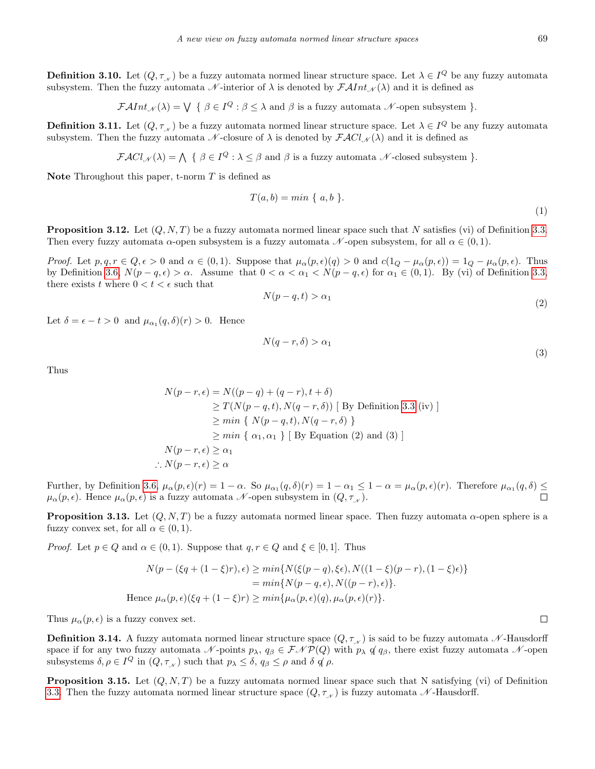**Definition 3.10.** Let $(Q, \tau_{\mathscr{N}})$ be a fuzzy automata normed linear structure space. Let $\lambda \in I^Q$ be any fuzzy automata subsystem. Then the fuzzy automata $\mathscr{N}$-interior of $\lambda$ is denoted by $\mathcal{FAI}nt_{\mathscr{N}}(\lambda)$ and it is defined as

$$\mathcal{FAI}nt_{\mathscr{N}}(\lambda) = \bigvee \{ \beta \in I^Q : \beta \leq \lambda \text{ and } \beta \text{ is a fuzzy automata } \mathscr{N}\text{-open subsystem} \}.$$

**Definition 3.11.** Let $(Q, \tau_{\mathscr{N}})$ be a fuzzy automata normed linear structure space. Let $\lambda \in I^Q$ be any fuzzy automata subsystem. Then the fuzzy automata $\mathscr{N}$-closure of $\lambda$ is denoted by $\mathcal{FAC}l_{\mathscr{N}}(\lambda)$ and it is defined as

$$\mathcal{FAC}l_{\mathscr{N}}(\lambda) = \bigwedge \{ \beta \in I^Q : \lambda \leq \beta \text{ and } \beta \text{ is a fuzzy automata } \mathscr{N}\text{-closed subsystem} \}.$$

**Note** Throughout this paper, t-norm $T$ is defined as

$$T(a, b) = min \{ a, b \}. \tag{1}$$

**Proposition 3.12.** Let $(Q, N, T)$ be a fuzzy automata normed linear space such that $N$ satisfies (vi) of Definition 3.3. Then every fuzzy automata $\alpha$-open subsystem is a fuzzy automata $\mathscr{N}$-open subsystem, for all $\alpha \in (0, 1)$.

*Proof.* Let $p, q, r \in Q, \epsilon > 0$ and $\alpha \in (0, 1)$. Suppose that $\mu_\alpha(p, \epsilon)(q) > 0$ and $c(1_Q - \mu_\alpha(p, \epsilon)) = 1_Q - \mu_\alpha(p, \epsilon)$. Thus by Definition 3.6, $N(p - q, \epsilon) > \alpha$. Assume that $0 < \alpha < \alpha_1 < N(p - q, \epsilon)$ for $\alpha_1 \in (0, 1)$. By (vi) of Definition 3.3, there exists $t$ where $0 < t < \epsilon$ such that

$$N(p - q, t) > \alpha_1 \tag{2}$$

Let $\delta = \epsilon - t > 0$ and $\mu_{\alpha_1}(q, \delta)(r) > 0$. Hence

$$N(q - r, \delta) > \alpha_1 \tag{3}$$

Thus

$$\begin{aligned}
N(p - r, \epsilon) &= N((p - q) + (q - r), t + \delta) \\
&\geq T(N(p - q, t), N(q - r, \delta)) \text{ [ By Definition 3.3 (iv) ]} \\
&\geq min \{ N(p - q, t), N(q - r, \delta) \} \\
&\geq min \{ \alpha_1, \alpha_1 \} \text{ [ By Equation (2) and (3) ]} \\
N(p - r, \epsilon) &\geq \alpha_1 \\
\therefore N(p - r, \epsilon) &\geq \alpha
\end{aligned}$$

Further, by Definition 3.6, $\mu_\alpha(p, \epsilon)(r) = 1 - \alpha$. So $\mu_{\alpha_1}(q, \delta)(r) = 1 - \alpha_1 \leq 1 - \alpha = \mu_\alpha(p, \epsilon)(r)$. Therefore $\mu_{\alpha_1}(q, \delta) \leq \mu_\alpha(p, \epsilon)$. Hence $\mu_\alpha(p, \epsilon)$ is a fuzzy automata $\mathscr{N}$-open subsystem in $(Q, \tau_{\mathscr{N}})$. □

**Proposition 3.13.** Let $(Q, N, T)$ be a fuzzy automata normed linear space. Then fuzzy automata $\alpha$-open sphere is a fuzzy convex set, for all $\alpha \in (0, 1)$.

*Proof.* Let $p \in Q$ and $\alpha \in (0, 1)$. Suppose that $q, r \in Q$ and $\xi \in [0, 1]$. Thus

$$\begin{aligned}
N(p - (\xi q + (1 - \xi)r), \epsilon) &\geq min\{N(\xi(p - q), \xi\epsilon), N((1 - \xi)(p - r), (1 - \xi)\epsilon)\} \\
&= min\{N(p - q, \epsilon), N((p - r), \epsilon)\}. \\
\text{Hence } \mu_\alpha(p, \epsilon)(\xi q + (1 - \xi)r) &\geq min\{\mu_\alpha(p, \epsilon)(q), \mu_\alpha(p, \epsilon)(r)\}.
\end{aligned}$$

Thus $\mu_\alpha(p, \epsilon)$ is a fuzzy convex set. □

**Definition 3.14.** A fuzzy automata normed linear structure space $(Q, \tau_{\mathscr{N}})$ is said to be fuzzy automata $\mathscr{N}$-Hausdorff space if for any two fuzzy automata $\mathscr{N}$-points $p_\lambda$, $q_\beta \in \mathcal{FNP}(Q)$ with $p_\lambda \not{q}\, q_\beta$, there exist fuzzy automata $\mathscr{N}$-open subsystems $\delta, \rho \in I^Q$ in $(Q, \tau_{\mathscr{N}})$ such that $p_\lambda \leq \delta$, $q_\beta \leq \rho$ and $\delta \not{q}\, \rho$.

**Proposition 3.15.** Let $(Q, N, T)$ be a fuzzy automata normed linear space such that N satisfying (vi) of Definition 3.3. Then the fuzzy automata normed linear structure space $(Q, \tau_{\mathscr{N}})$ is fuzzy automata $\mathscr{N}$-Hausdorff.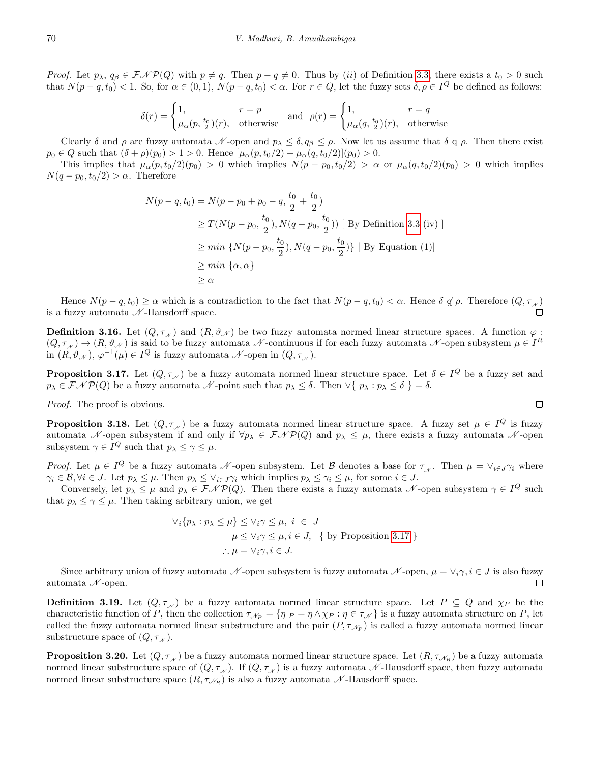*Proof.* Let $p_\lambda,\, q_\beta \in \mathcal{FNP}(Q)$ with $p \neq q$. Then $p - q \neq 0$. Thus by (*ii*) of Definition 3.3, there exists a $t_0 > 0$ such that $N(p-q,t_0) < 1$. So, for $\alpha \in (0,1)$, $N(p-q,t_0) < \alpha$. For $r \in Q$, let the fuzzy sets $\delta, \rho \in I^Q$ be defined as follows:

$$\delta(r) = \begin{cases} 1, & r = p \\ \mu_\alpha(p, \frac{t_0}{2})(r), & \text{otherwise} \end{cases} \quad \text{and} \quad \rho(r) = \begin{cases} 1, & r = q \\ \mu_\alpha(q, \frac{t_0}{2})(r), & \text{otherwise} \end{cases}$$

Clearly $\delta$ and $\rho$ are fuzzy automata $\mathcal{N}$-open and $p_\lambda \leq \delta, q_\beta \leq \rho$. Now let us assume that $\delta$ q $\rho$. Then there exist $p_0 \in Q$ such that $(\delta + \rho)(p_0) > 1 > 0$. Hence $[\mu_\alpha(p, t_0/2) + \mu_\alpha(q, t_0/2)](p_0) > 0$.

This implies that $\mu_\alpha(p, t_0/2)(p_0) > 0$ which implies $N(p - p_0, t_0/2) > \alpha$ or $\mu_\alpha(q, t_0/2)(p_0) > 0$ which implies $N(q - p_0, t_0/2) > \alpha$. Therefore

$$\begin{aligned}
N(p-q,t_0) &= N(p - p_0 + p_0 - q, \frac{t_0}{2} + \frac{t_0}{2}) \\
&\geq T(N(p - p_0, \frac{t_0}{2}), N(q - p_0, \frac{t_0}{2})) \text{ [ By Definition 3.3 (iv) ]} \\
&\geq min\ \{N(p - p_0, \frac{t_0}{2}), N(q - p_0, \frac{t_0}{2})\} \text{ [ By Equation (1)]} \\
&\geq min\ \{\alpha, \alpha\} \\
&\geq \alpha
\end{aligned}$$

Hence $N(p-q,t_0) \geq \alpha$ which is a contradiction to the fact that $N(p-q,t_0) < \alpha$. Hence $\delta \not{q}\, \rho$. Therefore $(Q, \tau_{\mathcal{N}})$ is a fuzzy automata $\mathcal{N}$-Hausdorff space. □

**Definition 3.16.** Let $(Q, \tau_{\mathcal{N}})$ and $(R, \vartheta_{\mathcal{N}})$ be two fuzzy automata normed linear structure spaces. A function $\varphi : (Q, \tau_{\mathcal{N}}) \to (R, \vartheta_{\mathcal{N}})$ is said to be fuzzy automata $\mathcal{N}$-continuous if for each fuzzy automata $\mathcal{N}$-open subsystem $\mu \in I^R$ in $(R, \vartheta_{\mathcal{N}})$, $\varphi^{-1}(\mu) \in I^Q$ is fuzzy automata $\mathcal{N}$-open in $(Q, \tau_{\mathcal{N}})$.

**Proposition 3.17.** Let $(Q, \tau_{\mathcal{N}})$ be a fuzzy automata normed linear structure space. Let $\delta \in I^Q$ be a fuzzy set and $p_\lambda \in \mathcal{FNP}(Q)$ be a fuzzy automata $\mathcal{N}$-point such that $p_\lambda \leq \delta$. Then $\vee\{\, p_\lambda : p_\lambda \leq \delta \,\} = \delta$.

*Proof.* The proof is obvious. □

**Proposition 3.18.** Let $(Q, \tau_{\mathcal{N}})$ be a fuzzy automata normed linear structure space. A fuzzy set $\mu \in I^Q$ is fuzzy automata $\mathcal{N}$-open subsystem if and only if $\forall p_\lambda \in \mathcal{FNP}(Q)$ and $p_\lambda \leq \mu$, there exists a fuzzy automata $\mathcal{N}$-open subsystem $\gamma \in I^Q$ such that $p_\lambda \leq \gamma \leq \mu$.

*Proof.* Let $\mu \in I^Q$ be a fuzzy automata $\mathcal{N}$-open subsystem. Let $\mathcal{B}$ denotes a base for $\tau_{\mathcal{N}}$. Then $\mu = \vee_{i \in J} \gamma_i$ where $\gamma_i \in \mathcal{B}, \forall i \in J$. Let $p_\lambda \leq \mu$. Then $p_\lambda \leq \vee_{i \in J} \gamma_i$ which implies $p_\lambda \leq \gamma_i \leq \mu$, for some $i \in J$.

Conversely, let $p_\lambda \leq \mu$ and $p_\lambda \in \mathcal{FNP}(Q)$. Then there exists a fuzzy automata $\mathcal{N}$-open subsystem $\gamma \in I^Q$ such that $p_\lambda \leq \gamma \leq \mu$. Then taking arbitrary union, we get

$$\begin{aligned}
\vee_i \{p_\lambda : p_\lambda \leq \mu\} &\leq \vee_i \gamma \leq \mu,\ i \in J \\
\mu &\leq \vee_i \gamma \leq \mu, i \in J, \quad \{ \text{ by Proposition 3.17 } \} \\
\therefore \mu &= \vee_i \gamma, i \in J.
\end{aligned}$$

Since arbitrary union of fuzzy automata $\mathcal{N}$-open subsystem is fuzzy automata $\mathcal{N}$-open, $\mu = \vee_i \gamma, i \in J$ is also fuzzy automata $\mathcal{N}$-open. □

**Definition 3.19.** Let $(Q, \tau_{\mathcal{N}})$ be a fuzzy automata normed linear structure space. Let $P \subseteq Q$ and $\chi_P$ be the characteristic function of $P$, then the collection $\tau_{\mathcal{N}_P} = \{\eta|_P = \eta \wedge \chi_P : \eta \in \tau_{\mathcal{N}}\}$ is a fuzzy automata structure on $P$, let called the fuzzy automata normed linear substructure and the pair $(P, \tau_{\mathcal{N}_P})$ is called a fuzzy automata normed linear substructure space of $(Q, \tau_{\mathcal{N}})$.

**Proposition 3.20.** Let $(Q, \tau_{\mathcal{N}})$ be a fuzzy automata normed linear structure space. Let $(R, \tau_{\mathcal{N}_R})$ be a fuzzy automata normed linear substructure space of $(Q, \tau_{\mathcal{N}})$. If $(Q, \tau_{\mathcal{N}})$ is a fuzzy automata $\mathcal{N}$-Hausdorff space, then fuzzy automata normed linear substructure space $(R, \tau_{\mathcal{N}_R})$ is also a fuzzy automata $\mathcal{N}$-Hausdorff space.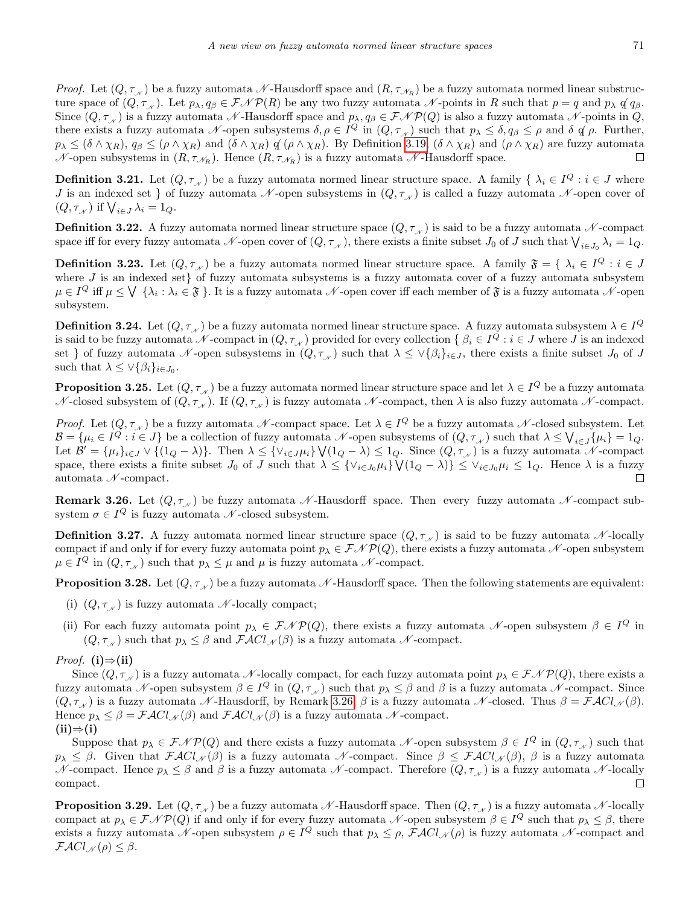*Proof.* Let $(Q, \tau_{\mathscr{N}})$ be a fuzzy automata $\mathscr{N}$-Hausdorff space and $(R, \tau_{\mathscr{N}_R})$ be a fuzzy automata normed linear substructure space of $(Q, \tau_{\mathscr{N}})$. Let $p_\lambda, q_\beta \in \mathcal{FNP}(R)$ be any two fuzzy automata $\mathscr{N}$-points in $R$ such that $p = q$ and $p_\lambda \not{q}\, q_\beta$. Since $(Q, \tau_{\mathscr{N}})$ is a fuzzy automata $\mathscr{N}$-Hausdorff space and $p_\lambda, q_\beta \in \mathcal{FNP}(Q)$ is also a fuzzy automata $\mathscr{N}$-points in $Q$, there exists a fuzzy automata $\mathscr{N}$-open subsystems $\delta, \rho \in I^Q$ in $(Q, \tau_{\mathscr{N}})$ such that $p_\lambda \leq \delta, q_\beta \leq \rho$ and $\delta \not{q}\, \rho$. Further, $p_\lambda \leq (\delta \wedge \chi_R)$, $q_\beta \leq (\rho \wedge \chi_R)$ and $(\delta \wedge \chi_R) \not{q}\, (\rho \wedge \chi_R)$. By Definition 3.19, $(\delta \wedge \chi_R)$ and $(\rho \wedge \chi_R)$ are fuzzy automata $\mathscr{N}$-open subsystems in $(R, \tau_{\mathscr{N}_R})$. Hence $(R, \tau_{\mathscr{N}_R})$ is a fuzzy automata $\mathscr{N}$-Hausdorff space. □

**Definition 3.21.** Let $(Q, \tau_{\mathscr{N}})$ be a fuzzy automata normed linear structure space. A family $\{ \lambda_i \in I^Q : i \in J$ where $J$ is an indexed set $\}$ of fuzzy automata $\mathscr{N}$-open subsystems in $(Q, \tau_{\mathscr{N}})$ is called a fuzzy automata $\mathscr{N}$-open cover of $(Q, \tau_{\mathscr{N}})$ if $\bigvee_{i \in J} \lambda_i = 1_Q$.

**Definition 3.22.** A fuzzy automata normed linear structure space $(Q, \tau_{\mathscr{N}})$ is said to be a fuzzy automata $\mathscr{N}$-compact space iff for every fuzzy automata $\mathscr{N}$-open cover of $(Q, \tau_{\mathscr{N}})$, there exists a finite subset $J_0$ of $J$ such that $\bigvee_{i \in J_0} \lambda_i = 1_Q$.

**Definition 3.23.** Let $(Q, \tau_{\mathscr{N}})$ be a fuzzy automata normed linear structure space. A family $\mathfrak{F} = \{ \lambda_i \in I^Q : i \in J$ where $J$ is an indexed set$\}$ of fuzzy automata subsystems is a fuzzy automata cover of a fuzzy automata subsystem $\mu \in I^Q$ iff $\mu \leq \bigvee \{\lambda_i : \lambda_i \in \mathfrak{F}\}$. It is a fuzzy automata $\mathscr{N}$-open cover iff each member of $\mathfrak{F}$ is a fuzzy automata $\mathscr{N}$-open subsystem.

**Definition 3.24.** Let $(Q, \tau_{\mathscr{N}})$ be a fuzzy automata normed linear structure space. A fuzzy automata subsystem $\lambda \in I^Q$ is said to be fuzzy automata $\mathscr{N}$-compact in $(Q, \tau_{\mathscr{N}})$ provided for every collection $\{ \beta_i \in I^Q : i \in J$ where $J$ is an indexed set $\}$ of fuzzy automata $\mathscr{N}$-open subsystems in $(Q, \tau_{\mathscr{N}})$ such that $\lambda \leq \vee\{\beta_i\}_{i \in J}$, there exists a finite subset $J_0$ of $J$ such that $\lambda \leq \vee\{\beta_i\}_{i \in J_0}$.

**Proposition 3.25.** Let $(Q, \tau_{\mathscr{N}})$ be a fuzzy automata normed linear structure space and let $\lambda \in I^Q$ be a fuzzy automata $\mathscr{N}$-closed subsystem of $(Q, \tau_{\mathscr{N}})$. If $(Q, \tau_{\mathscr{N}})$ is fuzzy automata $\mathscr{N}$-compact, then $\lambda$ is also fuzzy automata $\mathscr{N}$-compact.

*Proof.* Let $(Q, \tau_{\mathscr{N}})$ be a fuzzy automata $\mathscr{N}$-compact space. Let $\lambda \in I^Q$ be a fuzzy automata $\mathscr{N}$-closed subsystem. Let $\mathcal{B} = \{\mu_i \in I^Q : i \in J\}$ be a collection of fuzzy automata $\mathscr{N}$-open subsystems of $(Q, \tau_{\mathscr{N}})$ such that $\lambda \leq \bigvee_{i \in J}\{\mu_i\} = 1_Q$. Let $\mathcal{B}' = \{\mu_i\}_{i \in J} \vee \{(1_Q - \lambda)\}$. Then $\lambda \leq \{\vee_{i \in J}\mu_i\} \bigvee (1_Q - \lambda) \leq 1_Q$. Since $(Q, \tau_{\mathscr{N}})$ is a fuzzy automata $\mathscr{N}$-compact space, there exists a finite subset $J_0$ of $J$ such that $\lambda \leq \{\vee_{i \in J_0}\mu_i\} \bigvee (1_Q - \lambda)\} \leq \vee_{i \in J_0}\mu_i \leq 1_Q$. Hence $\lambda$ is a fuzzy automata $\mathscr{N}$-compact. □

**Remark 3.26.** Let $(Q, \tau_{\mathscr{N}})$ be fuzzy automata $\mathscr{N}$-Hausdorff space. Then every fuzzy automata $\mathscr{N}$-compact subsystem $\sigma \in I^Q$ is fuzzy automata $\mathscr{N}$-closed subsystem.

**Definition 3.27.** A fuzzy automata normed linear structure space $(Q, \tau_{\mathscr{N}})$ is said to be fuzzy automata $\mathscr{N}$-locally compact if and only if for every fuzzy automata point $p_\lambda \in \mathcal{FNP}(Q)$, there exists a fuzzy automata $\mathscr{N}$-open subsystem $\mu \in I^Q$ in $(Q, \tau_{\mathscr{N}})$ such that $p_\lambda \leq \mu$ and $\mu$ is fuzzy automata $\mathscr{N}$-compact.

**Proposition 3.28.** Let $(Q, \tau_{\mathscr{N}})$ be a fuzzy automata $\mathscr{N}$-Hausdorff space. Then the following statements are equivalent:

(i) $(Q, \tau_{\mathscr{N}})$ is fuzzy automata $\mathscr{N}$-locally compact;

(ii) For each fuzzy automata point $p_\lambda \in \mathcal{FNP}(Q)$, there exists a fuzzy automata $\mathscr{N}$-open subsystem $\beta \in I^Q$ in $(Q, \tau_{\mathscr{N}})$ such that $p_\lambda \leq \beta$ and $\mathcal{FACl}_{\mathscr{N}}(\beta)$ is a fuzzy automata $\mathscr{N}$-compact.

*Proof.* **(i)⇒(ii)**

Since $(Q, \tau_{\mathscr{N}})$ is a fuzzy automata $\mathscr{N}$-locally compact, for each fuzzy automata point $p_\lambda \in \mathcal{FNP}(Q)$, there exists a fuzzy automata $\mathscr{N}$-open subsystem $\beta \in I^Q$ in $(Q, \tau_{\mathscr{N}})$ such that $p_\lambda \leq \beta$ and $\beta$ is a fuzzy automata $\mathscr{N}$-compact. Since $(Q, \tau_{\mathscr{N}})$ is a fuzzy automata $\mathscr{N}$-Hausdorff, by Remark 3.26, $\beta$ is a fuzzy automata $\mathscr{N}$-closed. Thus $\beta = \mathcal{FACl}_{\mathscr{N}}(\beta)$. Hence $p_\lambda \leq \beta = \mathcal{FACl}_{\mathscr{N}}(\beta)$ and $\mathcal{FACl}_{\mathscr{N}}(\beta)$ is a fuzzy automata $\mathscr{N}$-compact.

**(ii)⇒(i)**

Suppose that $p_\lambda \in \mathcal{FNP}(Q)$ and there exists a fuzzy automata $\mathscr{N}$-open subsystem $\beta \in I^Q$ in $(Q, \tau_{\mathscr{N}})$ such that $p_\lambda \leq \beta$. Given that $\mathcal{FACl}_{\mathscr{N}}(\beta)$ is a fuzzy automata $\mathscr{N}$-compact. Since $\beta \leq \mathcal{FACl}_{\mathscr{N}}(\beta)$, $\beta$ is a fuzzy automata $\mathscr{N}$-compact. Hence $p_\lambda \leq \beta$ and $\beta$ is a fuzzy automata $\mathscr{N}$-compact. Therefore $(Q, \tau_{\mathscr{N}})$ is a fuzzy automata $\mathscr{N}$-locally compact. □

**Proposition 3.29.** Let $(Q, \tau_{\mathscr{N}})$ be a fuzzy automata $\mathscr{N}$-Hausdorff space. Then $(Q, \tau_{\mathscr{N}})$ is a fuzzy automata $\mathscr{N}$-locally compact at $p_\lambda \in \mathcal{FNP}(Q)$ if and only if for every fuzzy automata $\mathscr{N}$-open subsystem $\beta \in I^Q$ such that $p_\lambda \leq \beta$, there exists a fuzzy automata $\mathscr{N}$-open subsystem $\rho \in I^Q$ such that $p_\lambda \leq \rho$, $\mathcal{FACl}_{\mathscr{N}}(\rho)$ is fuzzy automata $\mathscr{N}$-compact and $\mathcal{FACl}_{\mathscr{N}}(\rho) \leq \beta$.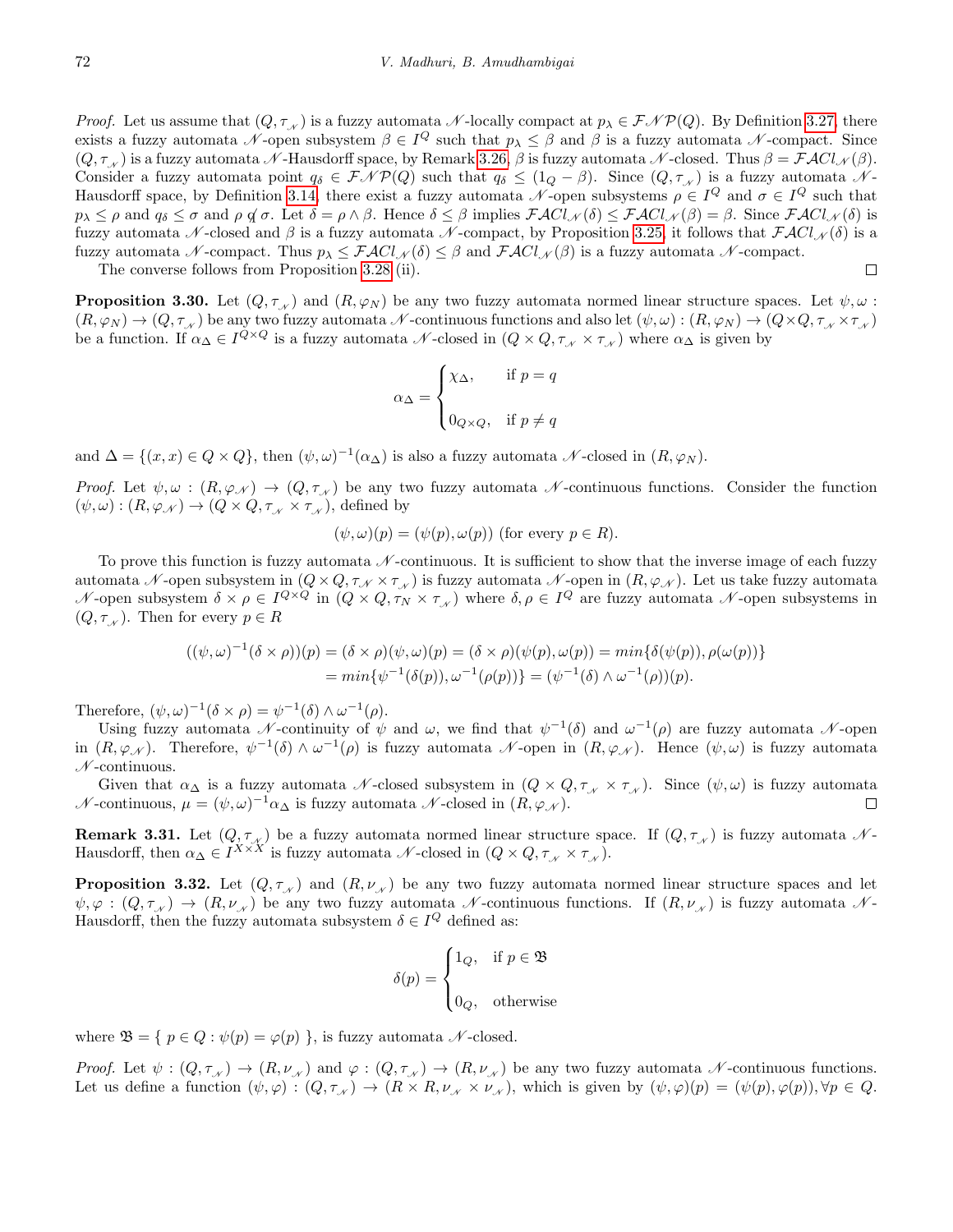*Proof.* Let us assume that $(Q, \tau_{\mathscr{N}})$ is a fuzzy automata $\mathscr{N}$-locally compact at $p_\lambda \in \mathcal{FNP}(Q)$. By Definition 3.27, there exists a fuzzy automata $\mathscr{N}$-open subsystem $\beta \in I^Q$ such that $p_\lambda \leq \beta$ and $\beta$ is a fuzzy automata $\mathscr{N}$-compact. Since $(Q, \tau_{\mathscr{N}})$ is a fuzzy automata $\mathscr{N}$-Hausdorff space, by Remark 3.26, $\beta$ is fuzzy automata $\mathscr{N}$-closed. Thus $\beta = \mathcal{FACl}_{\mathscr{N}}(\beta)$. Consider a fuzzy automata point $q_\delta \in \mathcal{FNP}(Q)$ such that $q_\delta \leq (1_Q - \beta)$. Since $(Q, \tau_{\mathscr{N}})$ is a fuzzy automata $\mathscr{N}$-Hausdorff space, by Definition 3.14, there exist a fuzzy automata $\mathscr{N}$-open subsystems $\rho \in I^Q$ and $\sigma \in I^Q$ such that $p_\lambda \leq \rho$ and $q_\delta \leq \sigma$ and $\rho \not q \sigma$. Let $\delta = \rho \wedge \beta$. Hence $\delta \leq \beta$ implies $\mathcal{FACl}_{\mathscr{N}}(\delta) \leq \mathcal{FACl}_{\mathscr{N}}(\beta) = \beta$. Since $\mathcal{FACl}_{\mathscr{N}}(\delta)$ is fuzzy automata $\mathscr{N}$-closed and $\beta$ is a fuzzy automata $\mathscr{N}$-compact, by Proposition 3.25, it follows that $\mathcal{FACl}_{\mathscr{N}}(\delta)$ is a fuzzy automata $\mathscr{N}$-compact. Thus $p_\lambda \leq \mathcal{FACl}_{\mathscr{N}}(\delta) \leq \beta$ and $\mathcal{FACl}_{\mathscr{N}}(\beta)$ is a fuzzy automata $\mathscr{N}$-compact.

The converse follows from Proposition 3.28 (ii). □

**Proposition 3.30.** Let $(Q, \tau_{\mathscr{N}})$ and $(R, \varphi_N)$ be any two fuzzy automata normed linear structure spaces. Let $\psi, \omega : (R, \varphi_N) \to (Q, \tau_{\mathscr{N}})$ be any two fuzzy automata $\mathscr{N}$-continuous functions and also let $(\psi, \omega) : (R, \varphi_N) \to (Q \times Q, \tau_{\mathscr{N}} \times \tau_{\mathscr{N}})$ be a function. If $\alpha_\Delta \in I^{Q \times Q}$ is a fuzzy automata $\mathscr{N}$-closed in $(Q \times Q, \tau_{\mathscr{N}} \times \tau_{\mathscr{N}})$ where $\alpha_\Delta$ is given by

$$\alpha_\Delta = \begin{cases} \chi_\Delta, & \text{if } p = q \\ \\ 0_{Q \times Q}, & \text{if } p \neq q \end{cases}$$

and $\Delta = \{(x, x) \in Q \times Q\}$, then $(\psi, \omega)^{-1}(\alpha_\Delta)$ is also a fuzzy automata $\mathscr{N}$-closed in $(R, \varphi_N)$.

*Proof.* Let $\psi, \omega : (R, \varphi_{\mathscr{N}}) \to (Q, \tau_{\mathscr{N}})$ be any two fuzzy automata $\mathscr{N}$-continuous functions. Consider the function $(\psi, \omega) : (R, \varphi_{\mathscr{N}}) \to (Q \times Q, \tau_{\mathscr{N}} \times \tau_{\mathscr{N}})$, defined by

$$(\psi, \omega)(p) = (\psi(p), \omega(p)) \text{ (for every } p \in R).$$

To prove this function is fuzzy automata $\mathscr{N}$-continuous. It is sufficient to show that the inverse image of each fuzzy automata $\mathscr{N}$-open subsystem in $(Q \times Q, \tau_{\mathscr{N}} \times \tau_{\mathscr{N}})$ is fuzzy automata $\mathscr{N}$-open in $(R, \varphi_{\mathscr{N}})$. Let us take fuzzy automata $\mathscr{N}$-open subsystem $\delta \times \rho \in I^{Q \times Q}$ in $(Q \times Q, \tau_N \times \tau_{\mathscr{N}})$ where $\delta, \rho \in I^Q$ are fuzzy automata $\mathscr{N}$-open subsystems in $(Q, \tau_{\mathscr{N}})$. Then for every $p \in R$

$$\begin{aligned} ((\psi, \omega)^{-1}(\delta \times \rho))(p) &= (\delta \times \rho)(\psi, \omega)(p) = (\delta \times \rho)(\psi(p), \omega(p)) = min\{\delta(\psi(p)), \rho(\omega(p))\} \\ &= min\{\psi^{-1}(\delta(p)), \omega^{-1}(\rho(p))\} = (\psi^{-1}(\delta) \wedge \omega^{-1}(\rho))(p). \end{aligned}$$

Therefore, $(\psi, \omega)^{-1}(\delta \times \rho) = \psi^{-1}(\delta) \wedge \omega^{-1}(\rho)$.

Using fuzzy automata $\mathscr{N}$-continuity of $\psi$ and $\omega$, we find that $\psi^{-1}(\delta)$ and $\omega^{-1}(\rho)$ are fuzzy automata $\mathscr{N}$-open in $(R, \varphi_{\mathscr{N}})$. Therefore, $\psi^{-1}(\delta) \wedge \omega^{-1}(\rho)$ is fuzzy automata $\mathscr{N}$-open in $(R, \varphi_{\mathscr{N}})$. Hence $(\psi, \omega)$ is fuzzy automata $\mathscr{N}$-continuous.

Given that $\alpha_\Delta$ is a fuzzy automata $\mathscr{N}$-closed subsystem in $(Q \times Q, \tau_{\mathscr{N}} \times \tau_{\mathscr{N}})$. Since $(\psi, \omega)$ is fuzzy automata $\mathscr{N}$-continuous, $\mu = (\psi, \omega)^{-1}\alpha_\Delta$ is fuzzy automata $\mathscr{N}$-closed in $(R, \varphi_{\mathscr{N}})$. □

**Remark 3.31.** Let $(Q, \tau_{\mathscr{N}})$ be a fuzzy automata normed linear structure space. If $(Q, \tau_{\mathscr{N}})$ is fuzzy automata $\mathscr{N}$-Hausdorff, then $\alpha_\Delta \in I^{X \times X}$ is fuzzy automata $\mathscr{N}$-closed in $(Q \times Q, \tau_{\mathscr{N}} \times \tau_{\mathscr{N}})$.

**Proposition 3.32.** Let $(Q, \tau_{\mathscr{N}})$ and $(R, \nu_{\mathscr{N}})$ be any two fuzzy automata normed linear structure spaces and let $\psi, \varphi : (Q, \tau_{\mathscr{N}}) \to (R, \nu_{\mathscr{N}})$ be any two fuzzy automata $\mathscr{N}$-continuous functions. If $(R, \nu_{\mathscr{N}})$ is fuzzy automata $\mathscr{N}$-Hausdorff, then the fuzzy automata subsystem $\delta \in I^Q$ defined as:

$$\delta(p) = \begin{cases} 1_Q, & \text{if } p \in \mathfrak{B} \\ \\ 0_Q, & \text{otherwise} \end{cases}$$

where $\mathfrak{B} = \{ \, p \in Q : \psi(p) = \varphi(p) \, \}$, is fuzzy automata $\mathscr{N}$-closed.

*Proof.* Let $\psi : (Q, \tau_{\mathscr{N}}) \to (R, \nu_{\mathscr{N}})$ and $\varphi : (Q, \tau_{\mathscr{N}}) \to (R, \nu_{\mathscr{N}})$ be any two fuzzy automata $\mathscr{N}$-continuous functions. Let us define a function $(\psi, \varphi) : (Q, \tau_{\mathscr{N}}) \to (R \times R, \nu_{\mathscr{N}} \times \nu_{\mathscr{N}})$, which is given by $(\psi, \varphi)(p) = (\psi(p), \varphi(p)), \forall p \in Q$.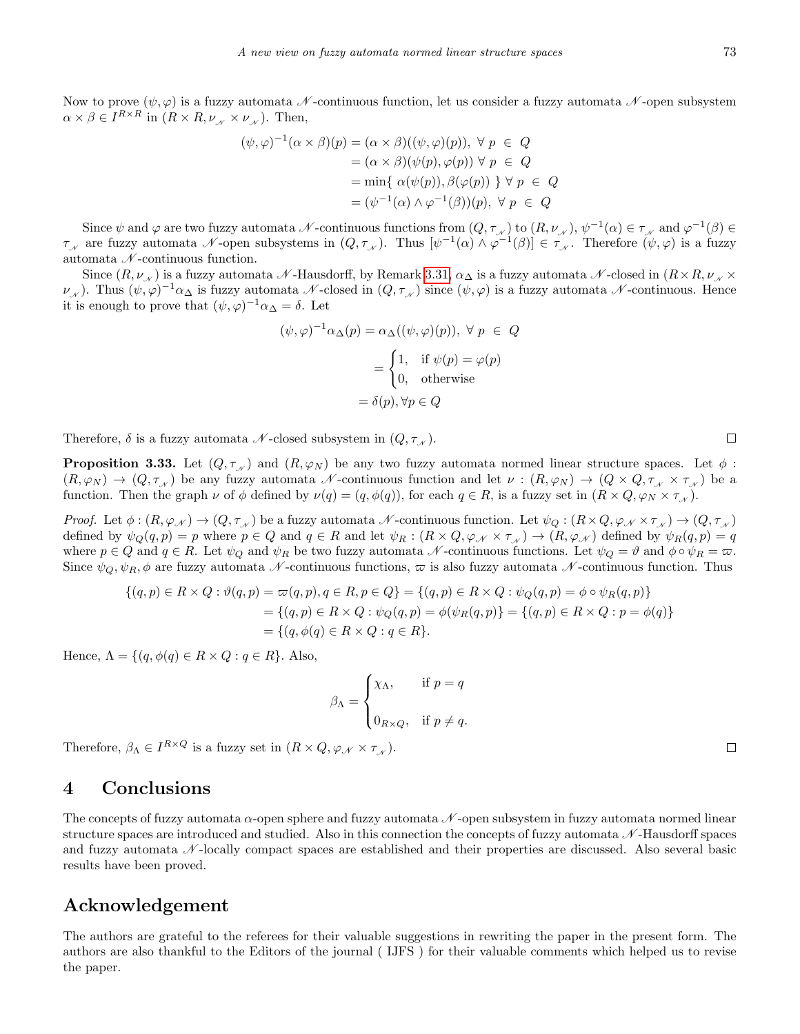Now to prove $(\psi, \varphi)$ is a fuzzy automata $\mathscr{N}$-continuous function, let us consider a fuzzy automata $\mathscr{N}$-open subsystem $\alpha \times \beta \in I^{R \times R}$ in $(R \times R, \nu_{\mathscr{N}} \times \nu_{\mathscr{N}})$. Then,

$$
\begin{aligned}
(\psi, \varphi)^{-1}(\alpha \times \beta)(p) &= (\alpha \times \beta)((\psi, \varphi)(p)),\ \forall\ p\ \in\ Q \\
&= (\alpha \times \beta)(\psi(p), \varphi(p))\ \forall\ p\ \in\ Q \\
&= \min\{\ \alpha(\psi(p)), \beta(\varphi(p))\ \}\ \forall\ p\ \in\ Q \\
&= (\psi^{-1}(\alpha) \wedge \varphi^{-1}(\beta))(p),\ \forall\ p\ \in\ Q
\end{aligned}
$$

Since $\psi$ and $\varphi$ are two fuzzy automata $\mathscr{N}$-continuous functions from $(Q, \tau_{\mathscr{N}})$ to $(R, \nu_{\mathscr{N}})$, $\psi^{-1}(\alpha) \in \tau_{\mathscr{N}}$ and $\varphi^{-1}(\beta) \in \tau_{\mathscr{N}}$ are fuzzy automata $\mathscr{N}$-open subsystems in $(Q, \tau_{\mathscr{N}})$. Thus $[\psi^{-1}(\alpha) \wedge \varphi^{-1}(\beta)] \in \tau_{\mathscr{N}}$. Therefore $(\psi, \varphi)$ is a fuzzy automata $\mathscr{N}$-continuous function.

Since $(R, \nu_{\mathscr{N}})$ is a fuzzy automata $\mathscr{N}$-Hausdorff, by Remark 3.31, $\alpha_\Delta$ is a fuzzy automata $\mathscr{N}$-closed in $(R \times R, \nu_{\mathscr{N}} \times \nu_{\mathscr{N}})$. Thus $(\psi, \varphi)^{-1}\alpha_\Delta$ is fuzzy automata $\mathscr{N}$-closed in $(Q, \tau_{\mathscr{N}})$ since $(\psi, \varphi)$ is a fuzzy automata $\mathscr{N}$-continuous. Hence it is enough to prove that $(\psi, \varphi)^{-1}\alpha_\Delta = \delta$. Let

$$
\begin{aligned}
(\psi, \varphi)^{-1}\alpha_\Delta(p) &= \alpha_\Delta((\psi, \varphi)(p)),\ \forall\ p\ \in\ Q \\
&= \begin{cases} 1, & \text{if } \psi(p) = \varphi(p) \\ 0, & \text{otherwise} \end{cases} \\
&= \delta(p), \forall p \in Q
\end{aligned}
$$

Therefore, $\delta$ is a fuzzy automata $\mathscr{N}$-closed subsystem in $(Q, \tau_{\mathscr{N}})$. □

**Proposition 3.33.** Let $(Q, \tau_{\mathscr{N}})$ and $(R, \varphi_N)$ be any two fuzzy automata normed linear structure spaces. Let $\phi : (R, \varphi_N) \to (Q, \tau_{\mathscr{N}})$ be any fuzzy automata $\mathscr{N}$-continuous function and let $\nu : (R, \varphi_N) \to (Q \times Q, \tau_{\mathscr{N}} \times \tau_{\mathscr{N}})$ be a function. Then the graph $\nu$ of $\phi$ defined by $\nu(q) = (q, \phi(q))$, for each $q \in R$, is a fuzzy set in $(R \times Q, \varphi_N \times \tau_{\mathscr{N}})$.

*Proof.* Let $\phi : (R, \varphi_{\mathscr{N}}) \to (Q, \tau_{\mathscr{N}})$ be a fuzzy automata $\mathscr{N}$-continuous function. Let $\psi_Q : (R \times Q, \varphi_{\mathscr{N}} \times \tau_{\mathscr{N}}) \to (Q, \tau_{\mathscr{N}})$ defined by $\psi_Q(q, p) = p$ where $p \in Q$ and $q \in R$ and let $\psi_R : (R \times Q, \varphi_{\mathscr{N}} \times \tau_{\mathscr{N}}) \to (R, \varphi_{\mathscr{N}})$ defined by $\psi_R(q, p) = q$ where $p \in Q$ and $q \in R$. Let $\psi_Q$ and $\psi_R$ be two fuzzy automata $\mathscr{N}$-continuous functions. Let $\psi_Q = \vartheta$ and $\phi \circ \psi_R = \varpi$. Since $\psi_Q, \psi_R, \phi$ are fuzzy automata $\mathscr{N}$-continuous functions, $\varpi$ is also fuzzy automata $\mathscr{N}$-continuous function. Thus

$$
\begin{aligned}
\{(q, p) \in R \times Q : \vartheta(q, p) = \varpi(q, p), q \in R, p \in Q\} &= \{(q, p) \in R \times Q : \psi_Q(q, p) = \phi \circ \psi_R(q, p)\} \\
&= \{(q, p) \in R \times Q : \psi_Q(q, p) = \phi(\psi_R(q, p)\} = \{(q, p) \in R \times Q : p = \phi(q)\} \\
&= \{(q, \phi(q) \in R \times Q : q \in R\}.
\end{aligned}
$$

Hence, $\Lambda = \{(q, \phi(q) \in R \times Q : q \in R\}$. Also,

$$
\beta_\Lambda = \begin{cases} \chi_\Lambda, & \text{if } p = q \\ \\ 0_{R \times Q}, & \text{if } p \neq q. \end{cases}
$$

Therefore, $\beta_\Lambda \in I^{R \times Q}$ is a fuzzy set in $(R \times Q, \varphi_{\mathscr{N}} \times \tau_{\mathscr{N}})$. □

## 4 Conclusions

The concepts of fuzzy automata $\alpha$-open sphere and fuzzy automata $\mathscr{N}$-open subsystem in fuzzy automata normed linear structure spaces are introduced and studied. Also in this connection the concepts of fuzzy automata $\mathscr{N}$-Hausdorff spaces and fuzzy automata $\mathscr{N}$-locally compact spaces are established and their properties are discussed. Also several basic results have been proved.

## Acknowledgement

The authors are grateful to the referees for their valuable suggestions in rewriting the paper in the present form. The authors are also thankful to the Editors of the journal ( IJFS ) for their valuable comments which helped us to revise the paper.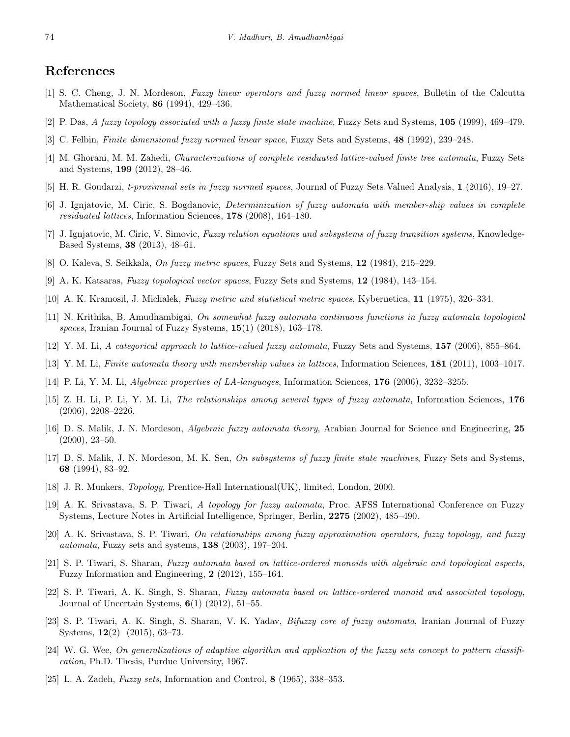# References

[1] S. C. Cheng, J. N. Mordeson, *Fuzzy linear operators and fuzzy normed linear spaces*, Bulletin of the Calcutta Mathematical Society, **86** (1994), 429–436.

[2] P. Das, *A fuzzy topology associated with a fuzzy finite state machine*, Fuzzy Sets and Systems, **105** (1999), 469–479.

[3] C. Felbin, *Finite dimensional fuzzy normed linear space*, Fuzzy Sets and Systems, **48** (1992), 239–248.

[4] M. Ghorani, M. M. Zahedi, *Characterizations of complete residuated lattice-valued finite tree automata*, Fuzzy Sets and Systems, **199** (2012), 28–46.

[5] H. R. Goudarzi, *t-proximinal sets in fuzzy normed spaces*, Journal of Fuzzy Sets Valued Analysis, **1** (2016), 19–27.

[6] J. Ignjatovic, M. Ciric, S. Bogdanovic, *Determinization of fuzzy automata with member-ship values in complete residuated lattices*, Information Sciences, **178** (2008), 164–180.

[7] J. Ignjatovic, M. Ciric, V. Simovic, *Fuzzy relation equations and subsystems of fuzzy transition systems*, Knowledge-Based Systems, **38** (2013), 48–61.

[8] O. Kaleva, S. Seikkala, *On fuzzy metric spaces*, Fuzzy Sets and Systems, **12** (1984), 215–229.

[9] A. K. Katsaras, *Fuzzy topological vector spaces*, Fuzzy Sets and Systems, **12** (1984), 143–154.

[10] A. K. Kramosil, J. Michalek, *Fuzzy metric and statistical metric spaces*, Kybernetica, **11** (1975), 326–334.

[11] N. Krithika, B. Amudhambigai, *On somewhat fuzzy automata continuous functions in fuzzy automata topological spaces*, Iranian Journal of Fuzzy Systems, **15**(1) (2018), 163–178.

[12] Y. M. Li, *A categorical approach to lattice-valued fuzzy automata*, Fuzzy Sets and Systems, **157** (2006), 855–864.

[13] Y. M. Li, *Finite automata theory with membership values in lattices*, Information Sciences, **181** (2011), 1003–1017.

[14] P. Li, Y. M. Li, *Algebraic properties of LA-languages*, Information Sciences, **176** (2006), 3232–3255.

[15] Z. H. Li, P. Li, Y. M. Li, *The relationships among several types of fuzzy automata*, Information Sciences, **176** (2006), 2208–2226.

[16] D. S. Malik, J. N. Mordeson, *Algebraic fuzzy automata theory*, Arabian Journal for Science and Engineering, **25** (2000), 23–50.

[17] D. S. Malik, J. N. Mordeson, M. K. Sen, *On subsystems of fuzzy finite state machines*, Fuzzy Sets and Systems, **68** (1994), 83–92.

[18] J. R. Munkers, *Topology*, Prentice-Hall International(UK), limited, London, 2000.

[19] A. K. Srivastava, S. P. Tiwari, *A topology for fuzzy automata*, Proc. AFSS International Conference on Fuzzy Systems, Lecture Notes in Artificial Intelligence, Springer, Berlin, **2275** (2002), 485–490.

[20] A. K. Srivastava, S. P. Tiwari, *On relationships among fuzzy approximation operators, fuzzy topology, and fuzzy automata*, Fuzzy sets and systems, **138** (2003), 197–204.

[21] S. P. Tiwari, S. Sharan, *Fuzzy automata based on lattice-ordered monoids with algebraic and topological aspects*, Fuzzy Information and Engineering, **2** (2012), 155–164.

[22] S. P. Tiwari, A. K. Singh, S. Sharan, *Fuzzy automata based on lattice-ordered monoid and associated topology*, Journal of Uncertain Systems, **6**(1) (2012), 51–55.

[23] S. P. Tiwari, A. K. Singh, S. Sharan, V. K. Yadav, *Bifuzzy core of fuzzy automata*, Iranian Journal of Fuzzy Systems, **12**(2) (2015), 63–73.

[24] W. G. Wee, *On generalizations of adaptive algorithm and application of the fuzzy sets concept to pattern classification*, Ph.D. Thesis, Purdue University, 1967.

[25] L. A. Zadeh, *Fuzzy sets*, Information and Control, **8** (1965), 338–353.